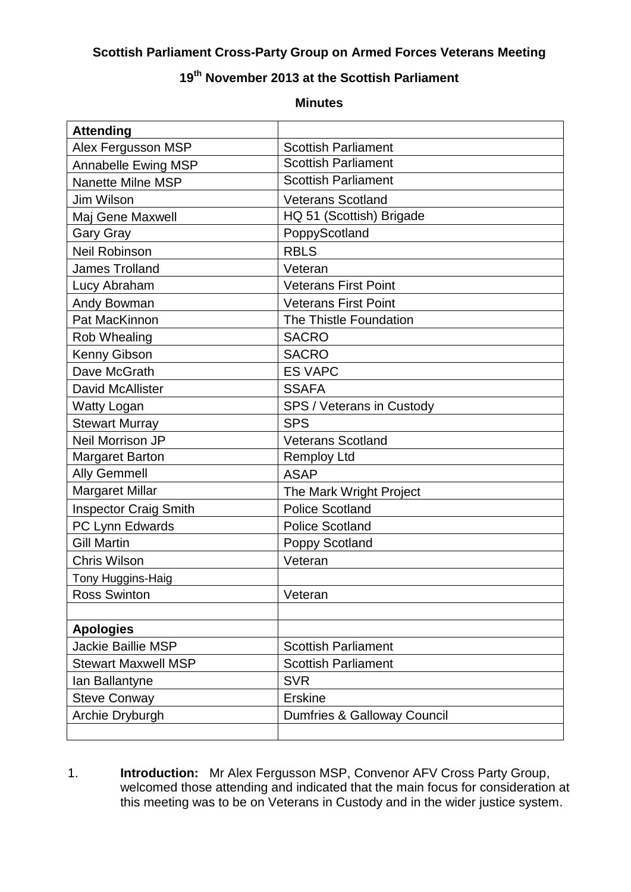**Scottish Parliament Cross-Party Group on Armed Forces Veterans Meeting**

**19th November 2013 at the Scottish Parliament**

**Minutes**

| **Attending** | |
|---|---|
| Alex Fergusson MSP | Scottish Parliament |
| Annabelle Ewing MSP | Scottish Parliament |
| Nanette Milne MSP | Scottish Parliament |
| Jim Wilson | Veterans Scotland |
| Maj Gene Maxwell | HQ 51 (Scottish) Brigade |
| Gary Gray | PoppyScotland |
| Neil Robinson | RBLS |
| James Trolland | Veteran |
| Lucy Abraham | Veterans First Point |
| Andy Bowman | Veterans First Point |
| Pat MacKinnon | The Thistle Foundation |
| Rob Whealing | SACRO |
| Kenny Gibson | SACRO |
| Dave McGrath | ES VAPC |
| David McAllister | SSAFA |
| Watty Logan | SPS / Veterans in Custody |
| Stewart Murray | SPS |
| Neil Morrison JP | Veterans Scotland |
| Margaret Barton | Remploy Ltd |
| Ally Gemmell | ASAP |
| Margaret Millar | The Mark Wright Project |
| Inspector Craig Smith | Police Scotland |
| PC Lynn Edwards | Police Scotland |
| Gill Martin | Poppy Scotland |
| Chris Wilson | Veteran |
| Tony Huggins-Haig | |
| Ross Swinton | Veteran |
| | |
| **Apologies** | |
| Jackie Baillie MSP | Scottish Parliament |
| Stewart Maxwell MSP | Scottish Parliament |
| Ian Ballantyne | SVR |
| Steve Conway | Erskine |
| Archie Dryburgh | Dumfries & Galloway Council |
| | |

1. **Introduction:** Mr Alex Fergusson MSP, Convenor AFV Cross Party Group, welcomed those attending and indicated that the main focus for consideration at this meeting was to be on Veterans in Custody and in the wider justice system.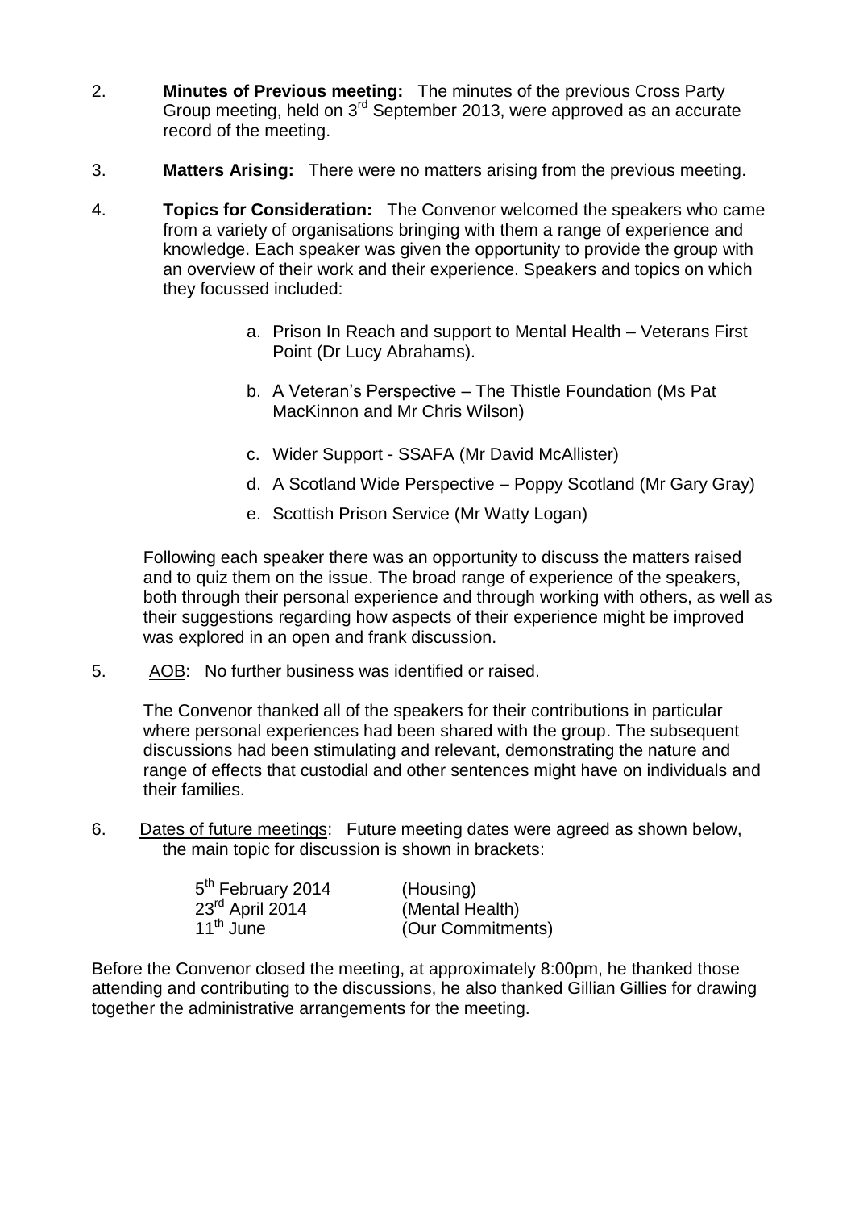2. **Minutes of Previous meeting:** The minutes of the previous Cross Party Group meeting, held on 3rd September 2013, were approved as an accurate record of the meeting.

3. **Matters Arising:** There were no matters arising from the previous meeting.

4. **Topics for Consideration:** The Convenor welcomed the speakers who came from a variety of organisations bringing with them a range of experience and knowledge. Each speaker was given the opportunity to provide the group with an overview of their work and their experience. Speakers and topics on which they focussed included:

   a. Prison In Reach and support to Mental Health – Veterans First Point (Dr Lucy Abrahams).

   b. A Veteran's Perspective – The Thistle Foundation (Ms Pat MacKinnon and Mr Chris Wilson)

   c. Wider Support - SSAFA (Mr David McAllister)

   d. A Scotland Wide Perspective – Poppy Scotland (Mr Gary Gray)

   e. Scottish Prison Service (Mr Watty Logan)

   Following each speaker there was an opportunity to discuss the matters raised and to quiz them on the issue. The broad range of experience of the speakers, both through their personal experience and through working with others, as well as their suggestions regarding how aspects of their experience might be improved was explored in an open and frank discussion.

5. AOB: No further business was identified or raised.

   The Convenor thanked all of the speakers for their contributions in particular where personal experiences had been shared with the group. The subsequent discussions had been stimulating and relevant, demonstrating the nature and range of effects that custodial and other sentences might have on individuals and their families.

6. Dates of future meetings: Future meeting dates were agreed as shown below, the main topic for discussion is shown in brackets:

| | |
|---|---|
| 5th February 2014 | (Housing) |
| 23rd April 2014 | (Mental Health) |
| 11th June | (Our Commitments) |

Before the Convenor closed the meeting, at approximately 8:00pm, he thanked those attending and contributing to the discussions, he also thanked Gillian Gillies for drawing together the administrative arrangements for the meeting.